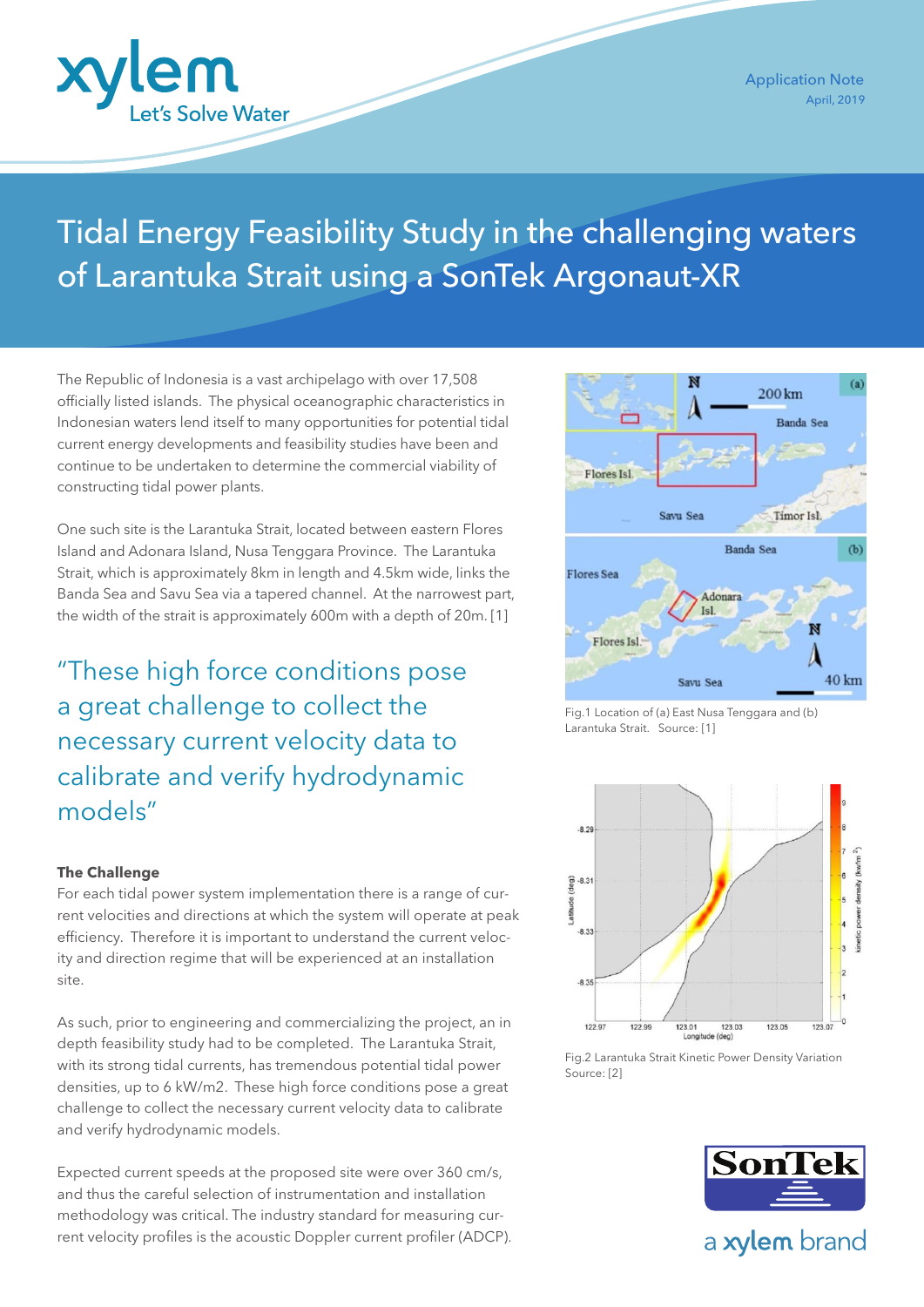Application Note
April, 2019

# Tidal Energy Feasibility Study in the challenging waters of Larantuka Strait using a SonTek Argonaut-XR

The Republic of Indonesia is a vast archipelago with over 17,508 officially listed islands. The physical oceanographic characteristics in Indonesian waters lend itself to many opportunities for potential tidal current energy developments and feasibility studies have been and continue to be undertaken to determine the commercial viability of constructing tidal power plants.

One such site is the Larantuka Strait, located between eastern Flores Island and Adonara Island, Nusa Tenggara Province. The Larantuka Strait, which is approximately 8km in length and 4.5km wide, links the Banda Sea and Savu Sea via a tapered channel. At the narrowest part, the width of the strait is approximately 600m with a depth of 20m. [1]

> "These high force conditions pose a great challenge to collect the necessary current velocity data to calibrate and verify hydrodynamic models"

Fig.1 Location of (a) East Nusa Tenggara and (b) Larantuka Strait. Source: [1]

Fig.2 Larantuka Strait Kinetic Power Density Variation Source: [2]

### The Challenge

For each tidal power system implementation there is a range of current velocities and directions at which the system will operate at peak efficiency. Therefore it is important to understand the current velocity and direction regime that will be experienced at an installation site.

As such, prior to engineering and commercializing the project, an in depth feasibility study had to be completed. The Larantuka Strait, with its strong tidal currents, has tremendous potential tidal power densities, up to 6 kW/m2. These high force conditions pose a great challenge to collect the necessary current velocity data to calibrate and verify hydrodynamic models.

Expected current speeds at the proposed site were over 360 cm/s, and thus the careful selection of instrumentation and installation methodology was critical. The industry standard for measuring current velocity profiles is the acoustic Doppler current profiler (ADCP).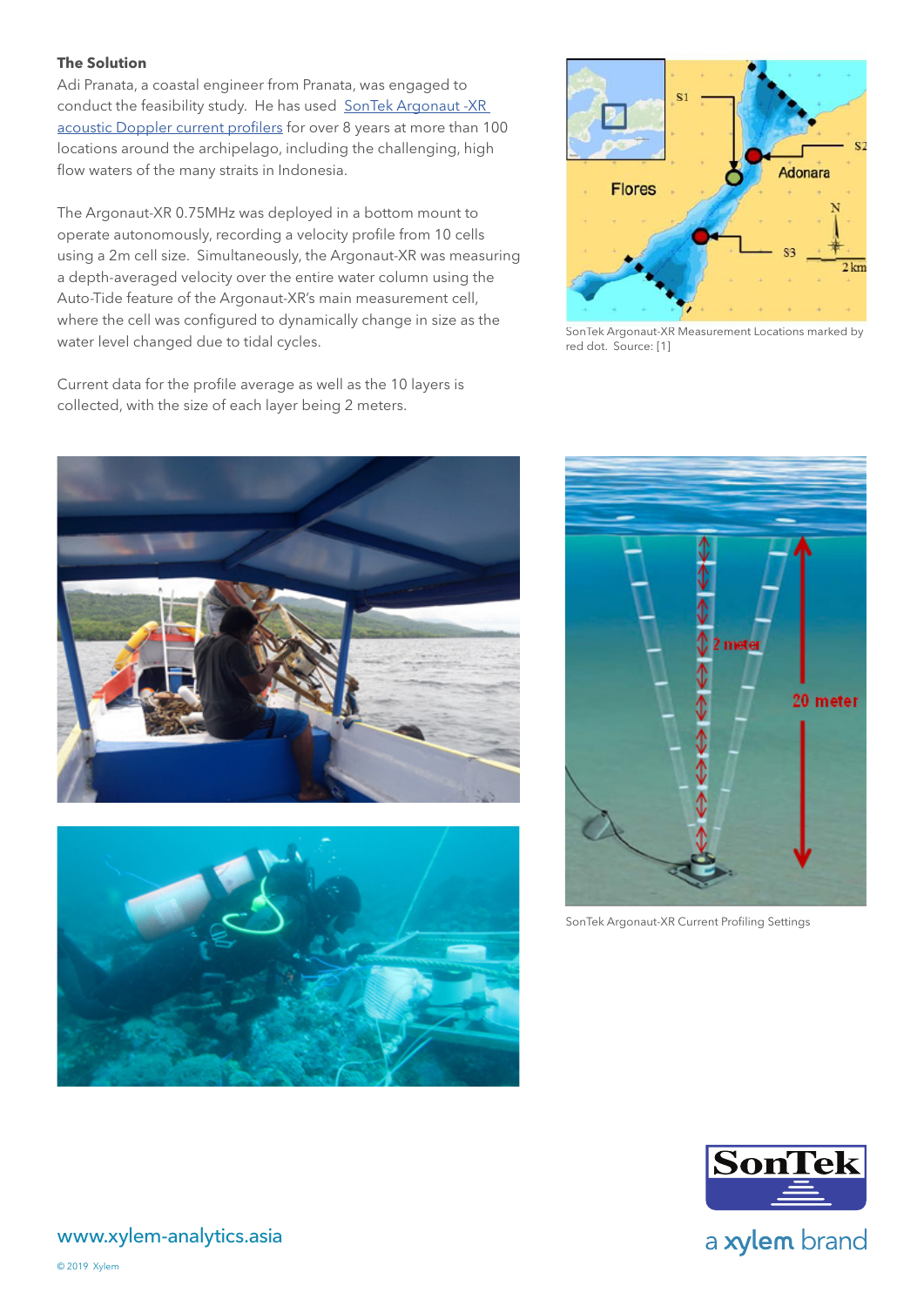**The Solution**

Adi Pranata, a coastal engineer from Pranata, was engaged to conduct the feasibility study. He has used [SonTek Argonaut -XR acoustic Doppler current profilers] for over 8 years at more than 100 locations around the archipelago, including the challenging, high flow waters of the many straits in Indonesia.

The Argonaut-XR 0.75MHz was deployed in a bottom mount to operate autonomously, recording a velocity profile from 10 cells using a 2m cell size. Simultaneously, the Argonaut-XR was measuring a depth-averaged velocity over the entire water column using the Auto-Tide feature of the Argonaut-XR's main measurement cell, where the cell was configured to dynamically change in size as the water level changed due to tidal cycles.

Current data for the profile average as well as the 10 layers is collected, with the size of each layer being 2 meters.

SonTek Argonaut-XR Measurement Locations marked by red dot. Source: [1]

SonTek Argonaut-XR Current Profiling Settings

www.xylem-analytics.asia

© 2019 Xylem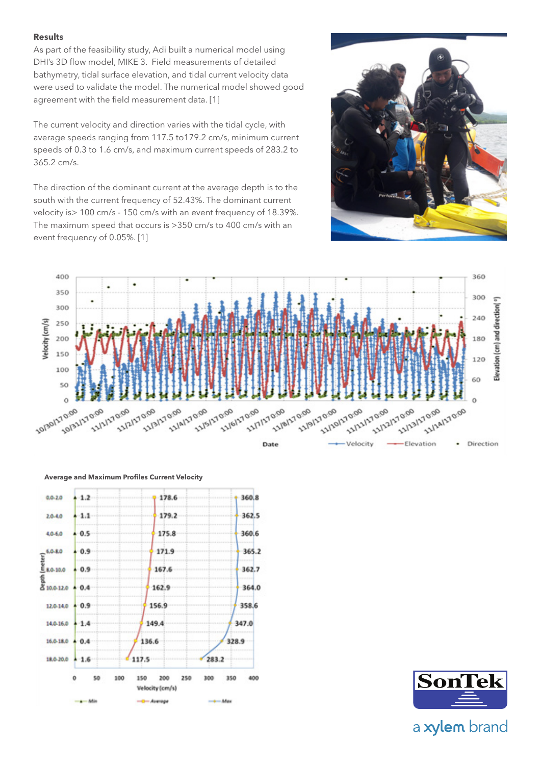**Results**

As part of the feasibility study, Adi built a numerical model using DHI's 3D flow model, MIKE 3. Field measurements of detailed bathymetry, tidal surface elevation, and tidal current velocity data were used to validate the model. The numerical model showed good agreement with the field measurement data. [1]

The current velocity and direction varies with the tidal cycle, with average speeds ranging from 117.5 to179.2 cm/s, minimum current speeds of 0.3 to 1.6 cm/s, and maximum current speeds of 283.2 to 365.2 cm/s.

The direction of the dominant current at the average depth is to the south with the current frequency of 52.43%. The dominant current velocity is> 100 cm/s - 150 cm/s with an event frequency of 18.39%. The maximum speed that occurs is >350 cm/s to 400 cm/s with an event frequency of 0.05%. [1]

**Average and Maximum Profiles Current Velocity**

| Depth (meter) | Min (cm/s) | Average (cm/s) | Max (cm/s) |
|---|---|---|---|
| 0.0-2.0 | 1.2 | 178.6 | 360.8 |
| 2.0-4.0 | 1.1 | 179.2 | 362.5 |
| 4.0-6.0 | 0.5 | 175.8 | 360.6 |
| 6.0-8.0 | 0.9 | 171.9 | 365.2 |
| 8.0-10.0 | 0.9 | 167.6 | 362.7 |
| 10.0-12.0 | 0.4 | 162.9 | 364.0 |
| 12.0-14.0 | 0.9 | 156.9 | 358.6 |
| 14.0-16.0 | 1.4 | 149.4 | 347.0 |
| 16.0-18.0 | 0.4 | 136.6 | 328.9 |
| 18.0-20.0 | 1.6 | 117.5 | 283.2 |

SonTek

a xylem brand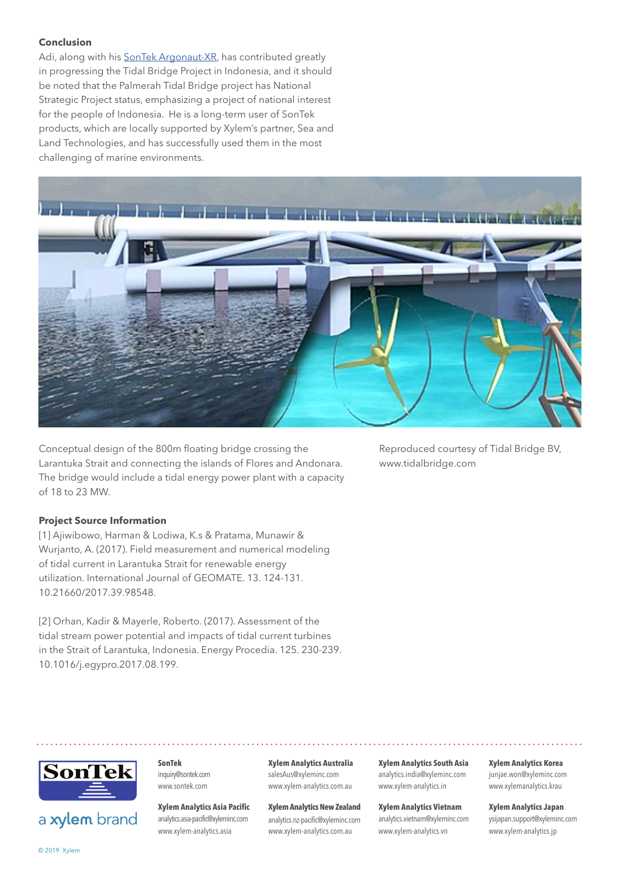**Conclusion**

Adi, along with his SonTek Argonaut-XR, has contributed greatly in progressing the Tidal Bridge Project in Indonesia, and it should be noted that the Palmerah Tidal Bridge project has National Strategic Project status, emphasizing a project of national interest for the people of Indonesia. He is a long-term user of SonTek products, which are locally supported by Xylem's partner, Sea and Land Technologies, and has successfully used them in the most challenging of marine environments.

Conceptual design of the 800m floating bridge crossing the Larantuka Strait and connecting the islands of Flores and Andonara. The bridge would include a tidal energy power plant with a capacity of 18 to 23 MW.

Reproduced courtesy of Tidal Bridge BV, www.tidalbridge.com

**Project Source Information**

[1] Ajiwibowo, Harman & Lodiwa, K.s & Pratama, Munawir & Wurjanto, A. (2017). Field measurement and numerical modeling of tidal current in Larantuka Strait for renewable energy utilization. International Journal of GEOMATE. 13. 124-131. 10.21660/2017.39.98548.

[2] Orhan, Kadir & Mayerle, Roberto. (2017). Assessment of the tidal stream power potential and impacts of tidal current turbines in the Strait of Larantuka, Indonesia. Energy Procedia. 125. 230-239. 10.1016/j.egypro.2017.08.199.

SonTek — a xylem brand

**SonTek**
inquiry@sontek.com
www.sontek.com

**Xylem Analytics Australia**
salesAus@xyleminc.com
www.xylem-analytics.com.au

**Xylem Analytics South Asia**
analytics.india@xyleminc.com
www.xylem-analytics.in

**Xylem Analytics Korea**
junjae.won@xyleminc.com
www.xylemanalytics.krau

**Xylem Analytics Asia Pacific**
analytics.asia-pacific@xyleminc.com
www.xylem-analytics.asia

**Xylem Analytics New Zealand**
analytics.nz-pacific@xyleminc.com
www.xylem-analytics.com.au

**Xylem Analytics Vietnam**
analytics.vietnam@xyleminc.com
www.xylem-analytics.vn

**Xylem Analytics Japan**
ysijapan.support@xyleminc.com
www.xylem-analytics.jp

© 2019 Xylem